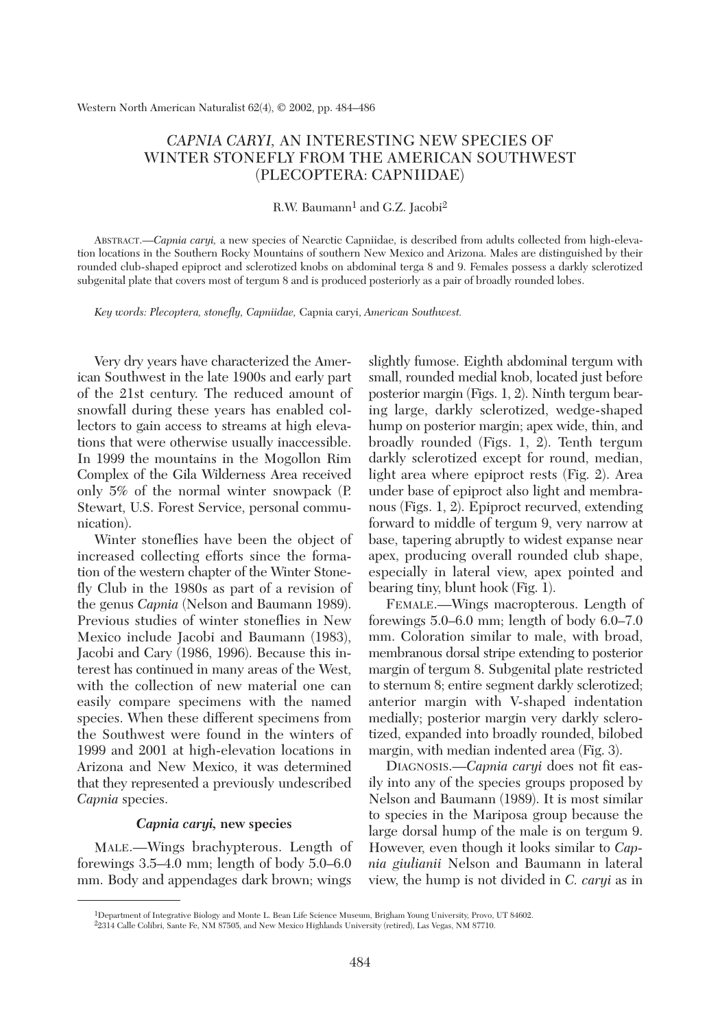# *CAPNIA CARYI*, AN INTERESTING NEW SPECIES OF WINTER STONEFLY FROM THE AMERICAN SOUTHWEST (PLECOPTERA: CAPNIIDAE)

R.W. Baumann[1] and G.Z. Jacobi[2]

ABSTRACT.—*Capnia caryi*, a new species of Nearctic Capniidae, is described from adults collected from high-elevation locations in the Southern Rocky Mountains of southern New Mexico and Arizona. Males are distinguished by their rounded club-shaped epiproct and sclerotized knobs on abdominal terga 8 and 9. Females possess a darkly sclerotized subgenital plate that covers most of tergum 8 and is produced posteriorly as a pair of broadly rounded lobes.

*Key words: Plecoptera, stonefly, Capniidae,* Capnia caryi, *American Southwest.*

Very dry years have characterized the American Southwest in the late 1900s and early part of the 21st century. The reduced amount of snowfall during these years has enabled collectors to gain access to streams at high elevations that were otherwise usually inaccessible. In 1999 the mountains in the Mogollon Rim Complex of the Gila Wilderness Area received only 5% of the normal winter snowpack (P. Stewart, U.S. Forest Service, personal communication).

Winter stoneflies have been the object of increased collecting efforts since the formation of the western chapter of the Winter Stonefly Club in the 1980s as part of a revision of the genus *Capnia* (Nelson and Baumann 1989). Previous studies of winter stoneflies in New Mexico include Jacobi and Baumann (1983), Jacobi and Cary (1986, 1996). Because this interest has continued in many areas of the West, with the collection of new material one can easily compare specimens with the named species. When these different specimens from the Southwest were found in the winters of 1999 and 2001 at high-elevation locations in Arizona and New Mexico, it was determined that they represented a previously undescribed *Capnia* species.

### *Capnia caryi*, new species

MALE.—Wings brachypterous. Length of forewings 3.5–4.0 mm; length of body 5.0–6.0 mm. Body and appendages dark brown; wings slightly fumose. Eighth abdominal tergum with small, rounded medial knob, located just before posterior margin (Figs. 1, 2). Ninth tergum bearing large, darkly sclerotized, wedge-shaped hump on posterior margin; apex wide, thin, and broadly rounded (Figs. 1, 2). Tenth tergum darkly sclerotized except for round, median, light area where epiproct rests (Fig. 2). Area under base of epiproct also light and membranous (Figs. 1, 2). Epiproct recurved, extending forward to middle of tergum 9, very narrow at base, tapering abruptly to widest expanse near apex, producing overall rounded club shape, especially in lateral view, apex pointed and bearing tiny, blunt hook (Fig. 1).

FEMALE.—Wings macropterous. Length of forewings 5.0–6.0 mm; length of body 6.0–7.0 mm. Coloration similar to male, with broad, membranous dorsal stripe extending to posterior margin of tergum 8. Subgenital plate restricted to sternum 8; entire segment darkly sclerotized; anterior margin with V-shaped indentation medially; posterior margin very darkly sclerotized, expanded into broadly rounded, bilobed margin, with median indented area (Fig. 3).

DIAGNOSIS.—*Capnia caryi* does not fit easily into any of the species groups proposed by Nelson and Baumann (1989). It is most similar to species in the Mariposa group because the large dorsal hump of the male is on tergum 9. However, even though it looks similar to *Capnia giulianii* Nelson and Baumann in lateral view, the hump is not divided in *C. caryi* as in

[1]Department of Integrative Biology and Monte L. Bean Life Science Museum, Brigham Young University, Provo, UT 84602.
[2]2314 Calle Colibri, Sante Fe, NM 87505, and New Mexico Highlands University (retired), Las Vegas, NM 87710.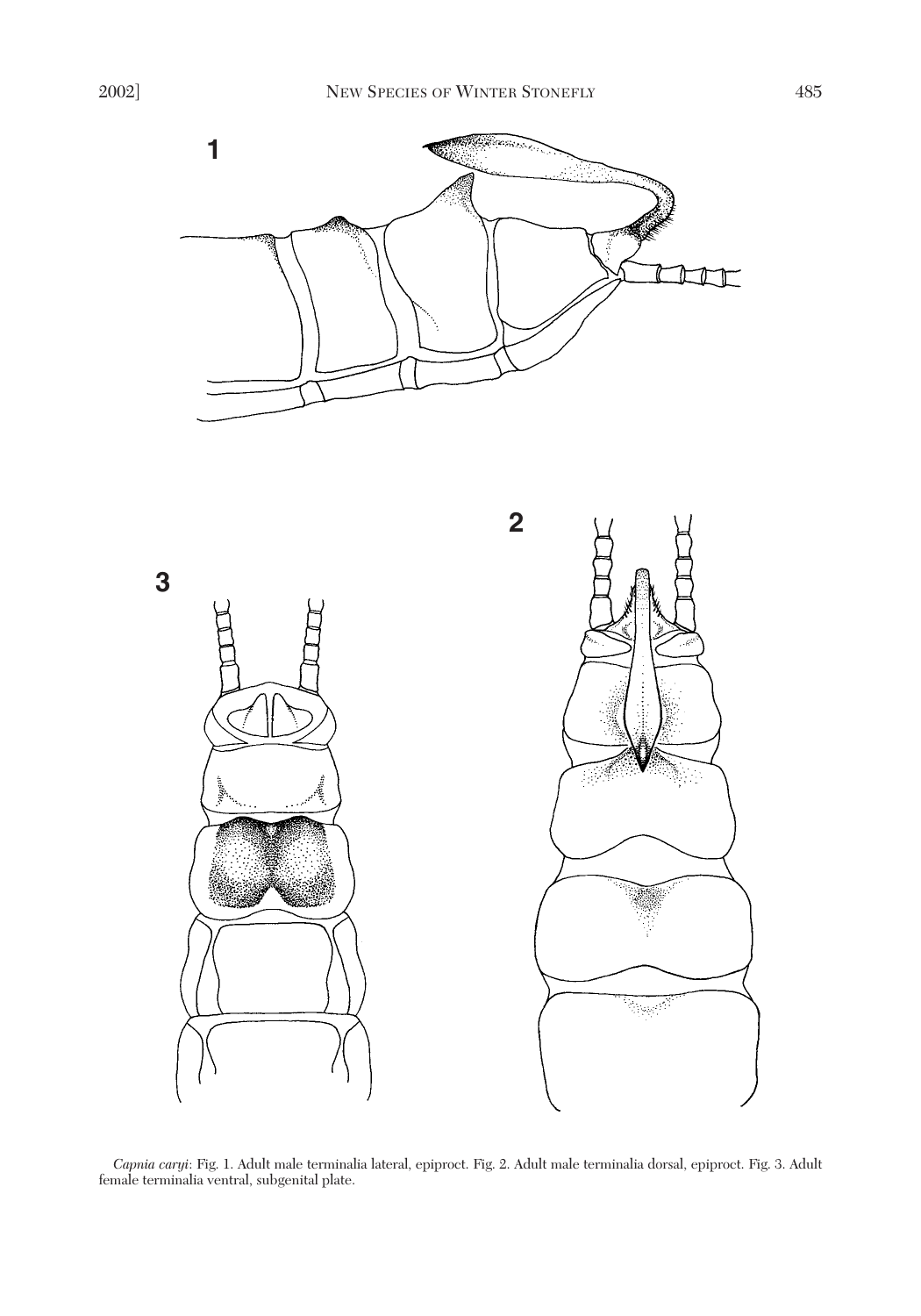*Capnia caryi*: Fig. 1. Adult male terminalia lateral, epiproct. Fig. 2. Adult male terminalia dorsal, epiproct. Fig. 3. Adult female terminalia ventral, subgenital plate.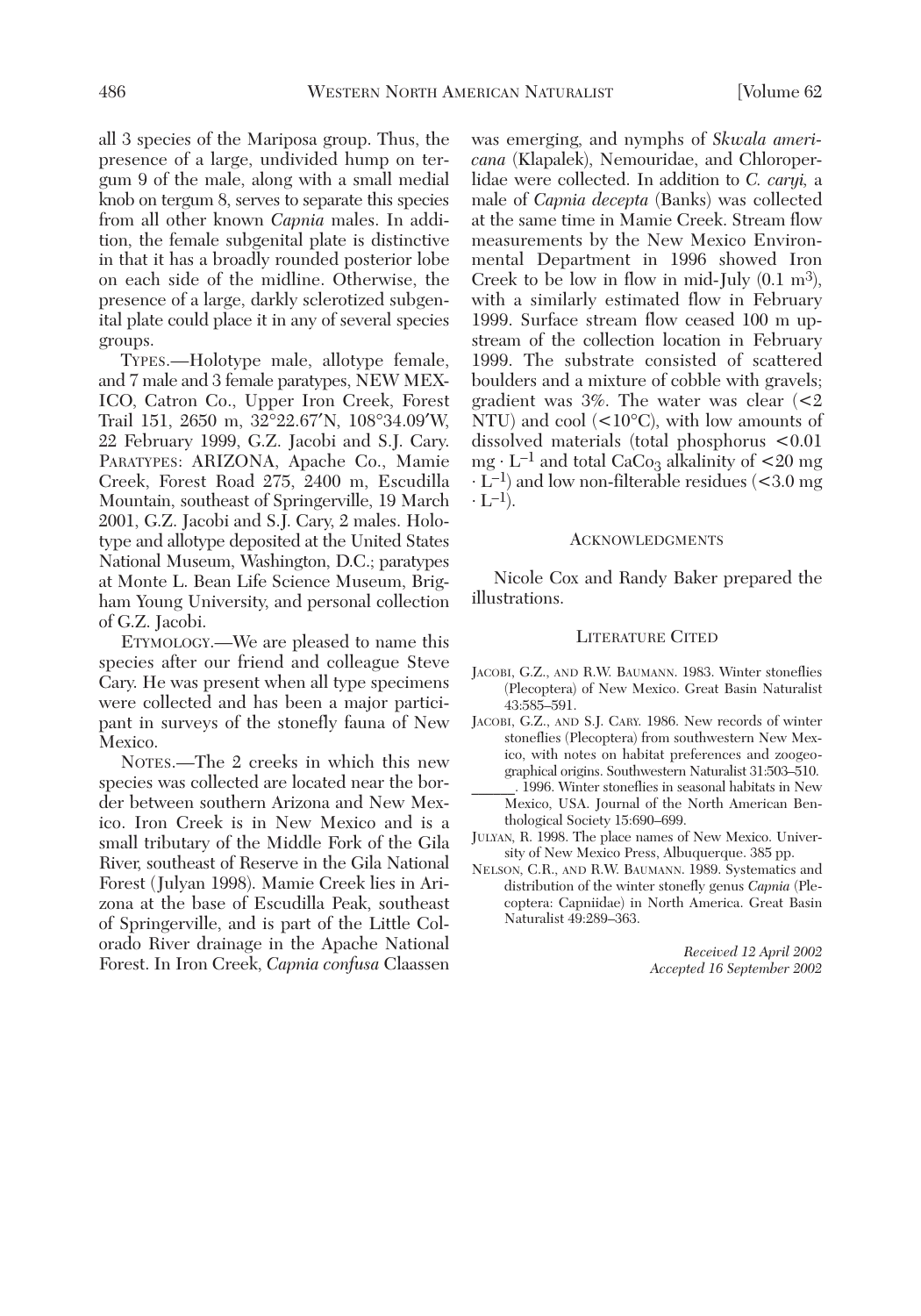all 3 species of the Mariposa group. Thus, the presence of a large, undivided hump on tergum 9 of the male, along with a small medial knob on tergum 8, serves to separate this species from all other known *Capnia* males. In addition, the female subgenital plate is distinctive in that it has a broadly rounded posterior lobe on each side of the midline. Otherwise, the presence of a large, darkly sclerotized subgenital plate could place it in any of several species groups.

TYPES.—Holotype male, allotype female, and 7 male and 3 female paratypes, NEW MEXICO, Catron Co., Upper Iron Creek, Forest Trail 151, 2650 m, 32°22.67′N, 108°34.09′W, 22 February 1999, G.Z. Jacobi and S.J. Cary. PARATYPES: ARIZONA, Apache Co., Mamie Creek, Forest Road 275, 2400 m, Escudilla Mountain, southeast of Springerville, 19 March 2001, G.Z. Jacobi and S.J. Cary, 2 males. Holotype and allotype deposited at the United States National Museum, Washington, D.C.; paratypes at Monte L. Bean Life Science Museum, Brigham Young University, and personal collection of G.Z. Jacobi.

ETYMOLOGY.—We are pleased to name this species after our friend and colleague Steve Cary. He was present when all type specimens were collected and has been a major participant in surveys of the stonefly fauna of New Mexico.

NOTES.—The 2 creeks in which this new species was collected are located near the border between southern Arizona and New Mexico. Iron Creek is in New Mexico and is a small tributary of the Middle Fork of the Gila River, southeast of Reserve in the Gila National Forest (Julyan 1998). Mamie Creek lies in Arizona at the base of Escudilla Peak, southeast of Springerville, and is part of the Little Colorado River drainage in the Apache National Forest. In Iron Creek, *Capnia confusa* Claassen was emerging, and nymphs of *Skwala americana* (Klapalek), Nemouridae, and Chloroperlidae were collected. In addition to *C. caryi*, a male of *Capnia decepta* (Banks) was collected at the same time in Mamie Creek. Stream flow measurements by the New Mexico Environmental Department in 1996 showed Iron Creek to be low in flow in mid-July (0.1 $m^3$), with a similarly estimated flow in February 1999. Surface stream flow ceased 100 m upstream of the collection location in February 1999. The substrate consisted of scattered boulders and a mixture of cobble with gravels; gradient was 3%. The water was clear (<2 NTU) and cool (<10°C), with low amounts of dissolved materials (total phosphorus <0.01 $mg \cdot L^{-1}$ and total $CaCo_3$ alkalinity of <20 $mg \cdot L^{-1}$) and low non-filterable residues (<3.0 $mg \cdot L^{-1}$).

## ACKNOWLEDGMENTS

Nicole Cox and Randy Baker prepared the illustrations.

## LITERATURE CITED

JACOBI, G.Z., AND R.W. BAUMANN. 1983. Winter stoneflies (Plecoptera) of New Mexico. Great Basin Naturalist 43:585–591.

JACOBI, G.Z., AND S.J. CARY. 1986. New records of winter stoneflies (Plecoptera) from southwestern New Mexico, with notes on habitat preferences and zoogeographical origins. Southwestern Naturalist 31:503–510.

______. 1996. Winter stoneflies in seasonal habitats in New Mexico, USA. Journal of the North American Benthological Society 15:690–699.

JULYAN, R. 1998. The place names of New Mexico. University of New Mexico Press, Albuquerque. 385 pp.

NELSON, C.R., AND R.W. BAUMANN. 1989. Systematics and distribution of the winter stonefly genus *Capnia* (Plecoptera: Capniidae) in North America. Great Basin Naturalist 49:289–363.

*Received 12 April 2002*
*Accepted 16 September 2002*